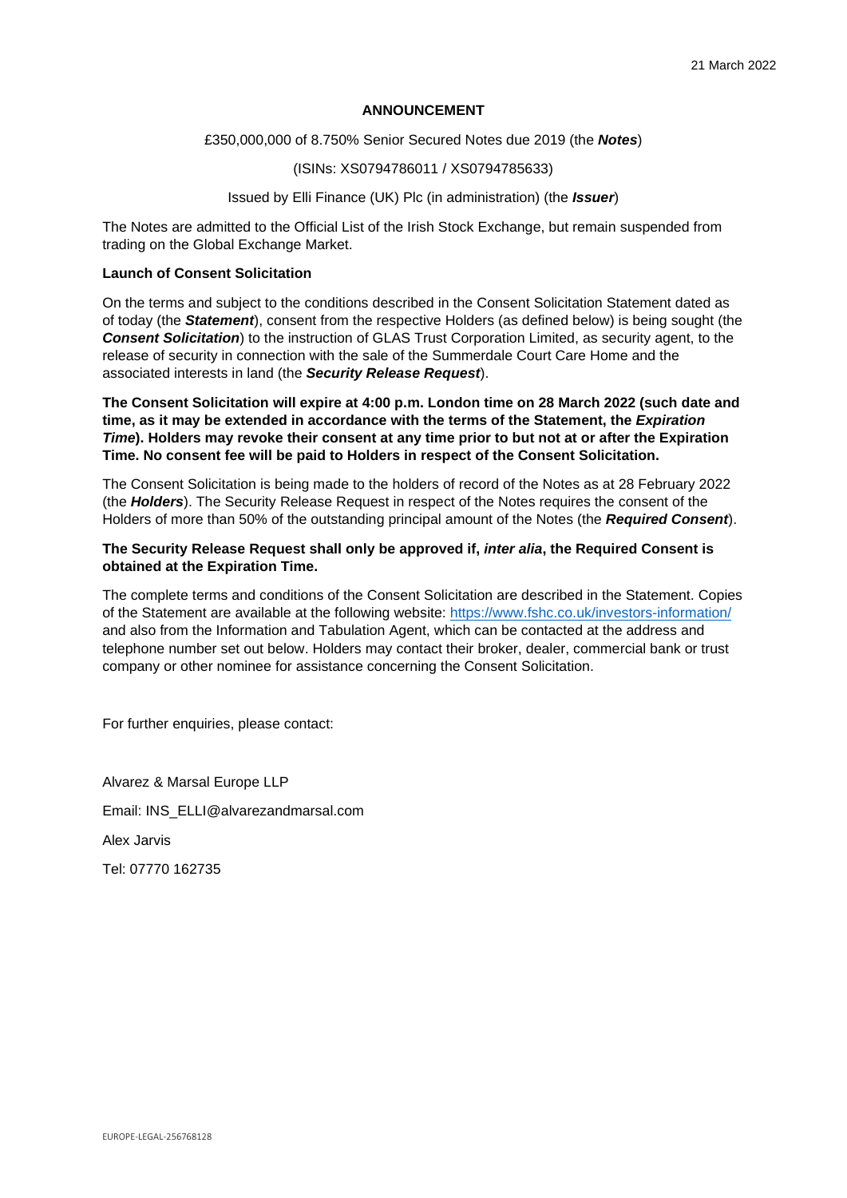21 March 2022

# ANNOUNCEMENT

£350,000,000 of 8.750% Senior Secured Notes due 2019 (the ***Notes***)

(ISINs: XS0794786011 / XS0794785633)

Issued by Elli Finance (UK) Plc (in administration) (the ***Issuer***)

The Notes are admitted to the Official List of the Irish Stock Exchange, but remain suspended from trading on the Global Exchange Market.

**Launch of Consent Solicitation**

On the terms and subject to the conditions described in the Consent Solicitation Statement dated as of today (the ***Statement***), consent from the respective Holders (as defined below) is being sought (the ***Consent Solicitation***) to the instruction of GLAS Trust Corporation Limited, as security agent, to the release of security in connection with the sale of the Summerdale Court Care Home and the associated interests in land (the ***Security Release Request***).

**The Consent Solicitation will expire at 4:00 p.m. London time on 28 March 2022 (such date and time, as it may be extended in accordance with the terms of the Statement, the *Expiration Time*). Holders may revoke their consent at any time prior to but not at or after the Expiration Time. No consent fee will be paid to Holders in respect of the Consent Solicitation.**

The Consent Solicitation is being made to the holders of record of the Notes as at 28 February 2022 (the ***Holders***). The Security Release Request in respect of the Notes requires the consent of the Holders of more than 50% of the outstanding principal amount of the Notes (the ***Required Consent***).

**The Security Release Request shall only be approved if, *inter alia*, the Required Consent is obtained at the Expiration Time.**

The complete terms and conditions of the Consent Solicitation are described in the Statement. Copies of the Statement are available at the following website: https://www.fshc.co.uk/investors-information/ and also from the Information and Tabulation Agent, which can be contacted at the address and telephone number set out below. Holders may contact their broker, dealer, commercial bank or trust company or other nominee for assistance concerning the Consent Solicitation.

For further enquiries, please contact:

Alvarez & Marsal Europe LLP

Email: INS_ELLI@alvarezandmarsal.com

Alex Jarvis

Tel: 07770 162735

EUROPE-LEGAL-256768128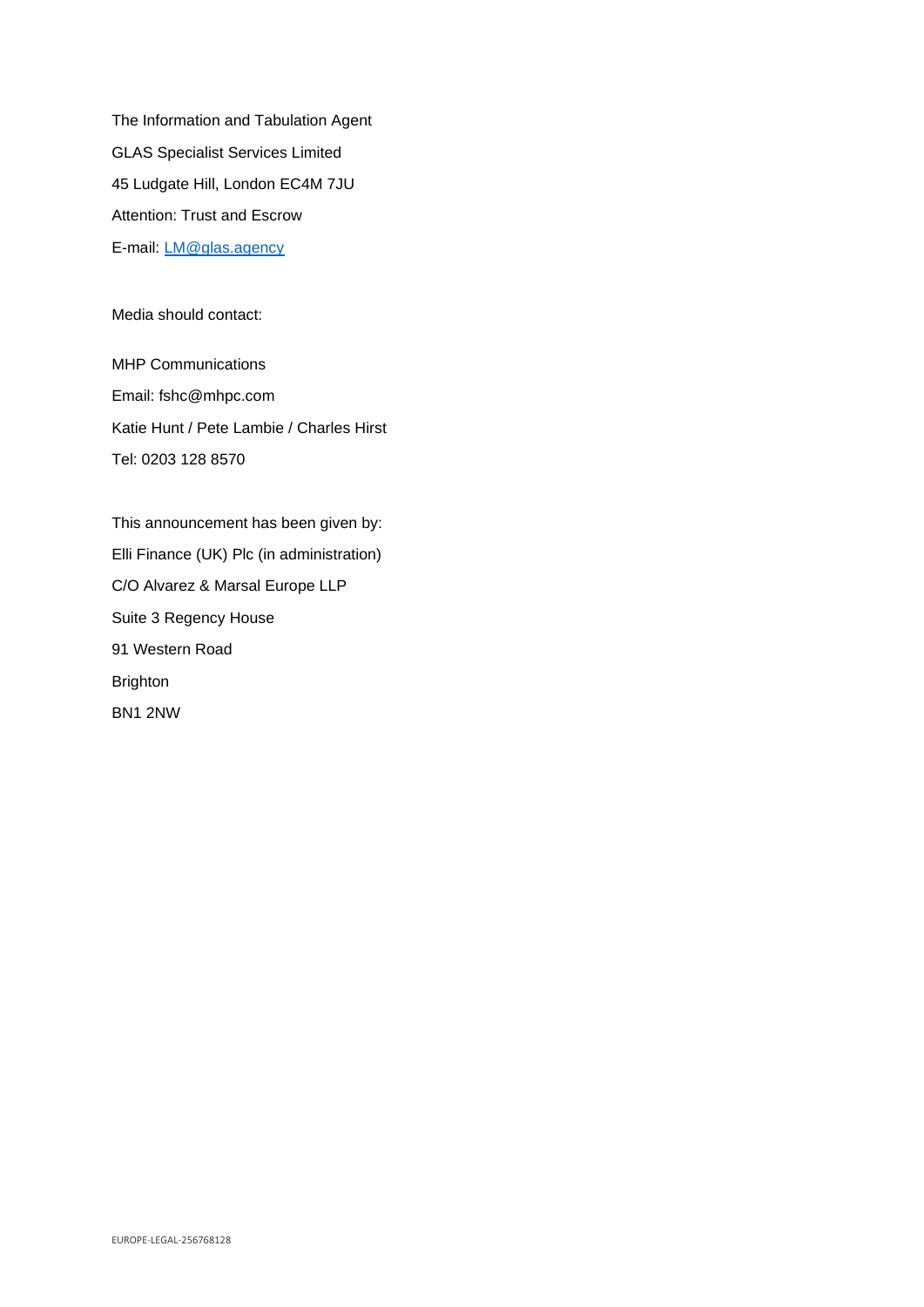The Information and Tabulation Agent

GLAS Specialist Services Limited

45 Ludgate Hill, London EC4M 7JU

Attention: Trust and Escrow

E-mail: [LM@glas.agency](mailto:LM@glas.agency)

Media should contact:

MHP Communications

Email: fshc@mhpc.com

Katie Hunt / Pete Lambie / Charles Hirst

Tel: 0203 128 8570

This announcement has been given by:

Elli Finance (UK) Plc (in administration)

C/O Alvarez & Marsal Europe LLP

Suite 3 Regency House

91 Western Road

Brighton

BN1 2NW

EUROPE-LEGAL-256768128